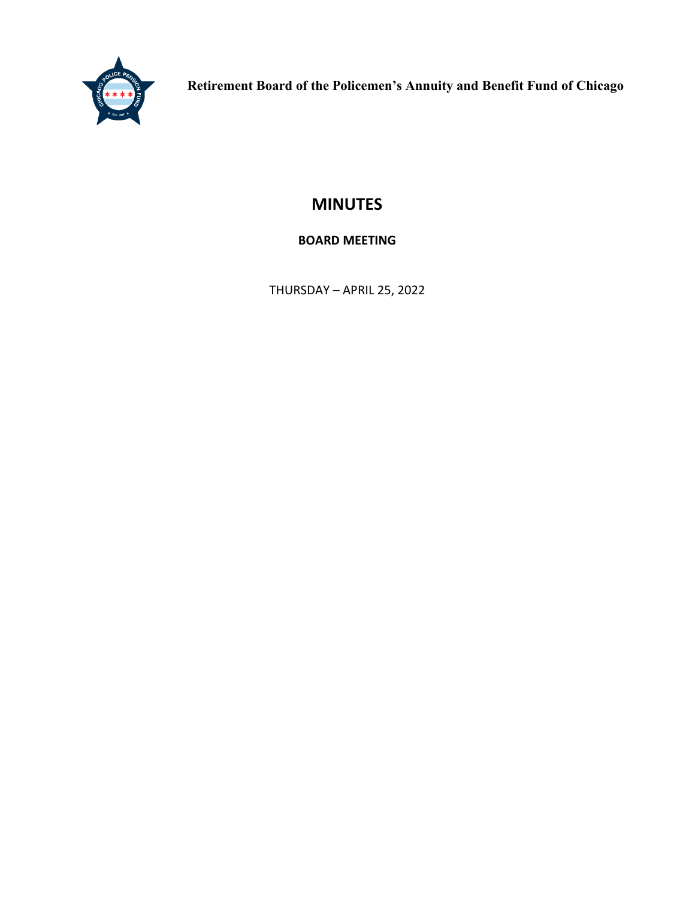**Retirement Board of the Policemen's Annuity and Benefit Fund of Chicago**

# MINUTES

## BOARD MEETING

THURSDAY – APRIL 25, 2022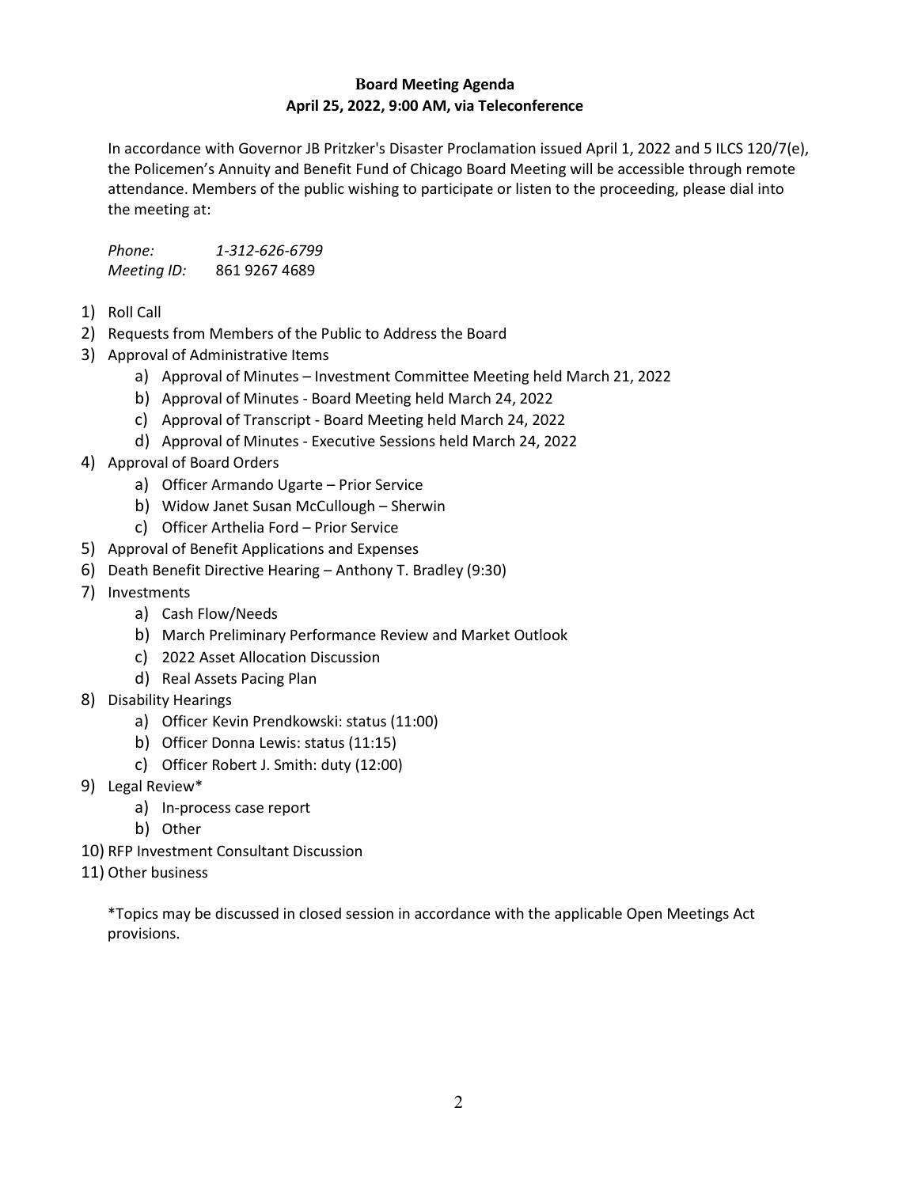# Board Meeting Agenda
## April 25, 2022, 9:00 AM, via Teleconference

In accordance with Governor JB Pritzker's Disaster Proclamation issued April 1, 2022 and 5 ILCS 120/7(e), the Policemen's Annuity and Benefit Fund of Chicago Board Meeting will be accessible through remote attendance. Members of the public wishing to participate or listen to the proceeding, please dial into the meeting at:

*Phone:* *1-312-626-6799*
*Meeting ID:* 861 9267 4689

1) Roll Call
2) Requests from Members of the Public to Address the Board
3) Approval of Administrative Items
    a) Approval of Minutes – Investment Committee Meeting held March 21, 2022
    b) Approval of Minutes - Board Meeting held March 24, 2022
    c) Approval of Transcript - Board Meeting held March 24, 2022
    d) Approval of Minutes - Executive Sessions held March 24, 2022
4) Approval of Board Orders
    a) Officer Armando Ugarte – Prior Service
    b) Widow Janet Susan McCullough – Sherwin
    c) Officer Arthelia Ford – Prior Service
5) Approval of Benefit Applications and Expenses
6) Death Benefit Directive Hearing – Anthony T. Bradley (9:30)
7) Investments
    a) Cash Flow/Needs
    b) March Preliminary Performance Review and Market Outlook
    c) 2022 Asset Allocation Discussion
    d) Real Assets Pacing Plan
8) Disability Hearings
    a) Officer Kevin Prendkowski: status (11:00)
    b) Officer Donna Lewis: status (11:15)
    c) Officer Robert J. Smith: duty (12:00)
9) Legal Review*
    a) In-process case report
    b) Other
10) RFP Investment Consultant Discussion
11) Other business

*Topics may be discussed in closed session in accordance with the applicable Open Meetings Act provisions.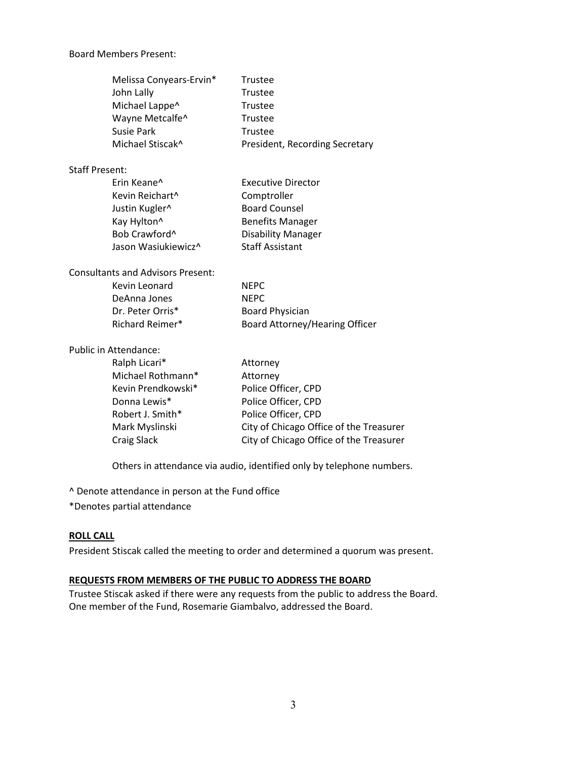Board Members Present:

| | |
|---|---|
| Melissa Conyears-Ervin* | Trustee |
| John Lally | Trustee |
| Michael Lappe^ | Trustee |
| Wayne Metcalfe^ | Trustee |
| Susie Park | Trustee |
| Michael Stiscak^ | President, Recording Secretary |

Staff Present:

| | |
|---|---|
| Erin Keane^ | Executive Director |
| Kevin Reichart^ | Comptroller |
| Justin Kugler^ | Board Counsel |
| Kay Hylton^ | Benefits Manager |
| Bob Crawford^ | Disability Manager |
| Jason Wasiukiewicz^ | Staff Assistant |

Consultants and Advisors Present:

| | |
|---|---|
| Kevin Leonard | NEPC |
| DeAnna Jones | NEPC |
| Dr. Peter Orris* | Board Physician |
| Richard Reimer* | Board Attorney/Hearing Officer |

Public in Attendance:

| | |
|---|---|
| Ralph Licari* | Attorney |
| Michael Rothmann* | Attorney |
| Kevin Prendkowski* | Police Officer, CPD |
| Donna Lewis* | Police Officer, CPD |
| Robert J. Smith* | Police Officer, CPD |
| Mark Myslinski | City of Chicago Office of the Treasurer |
| Craig Slack | City of Chicago Office of the Treasurer |

Others in attendance via audio, identified only by telephone numbers.

^ Denote attendance in person at the Fund office

*Denotes partial attendance

**ROLL CALL**

President Stiscak called the meeting to order and determined a quorum was present.

**REQUESTS FROM MEMBERS OF THE PUBLIC TO ADDRESS THE BOARD**

Trustee Stiscak asked if there were any requests from the public to address the Board. One member of the Fund, Rosemarie Giambalvo, addressed the Board.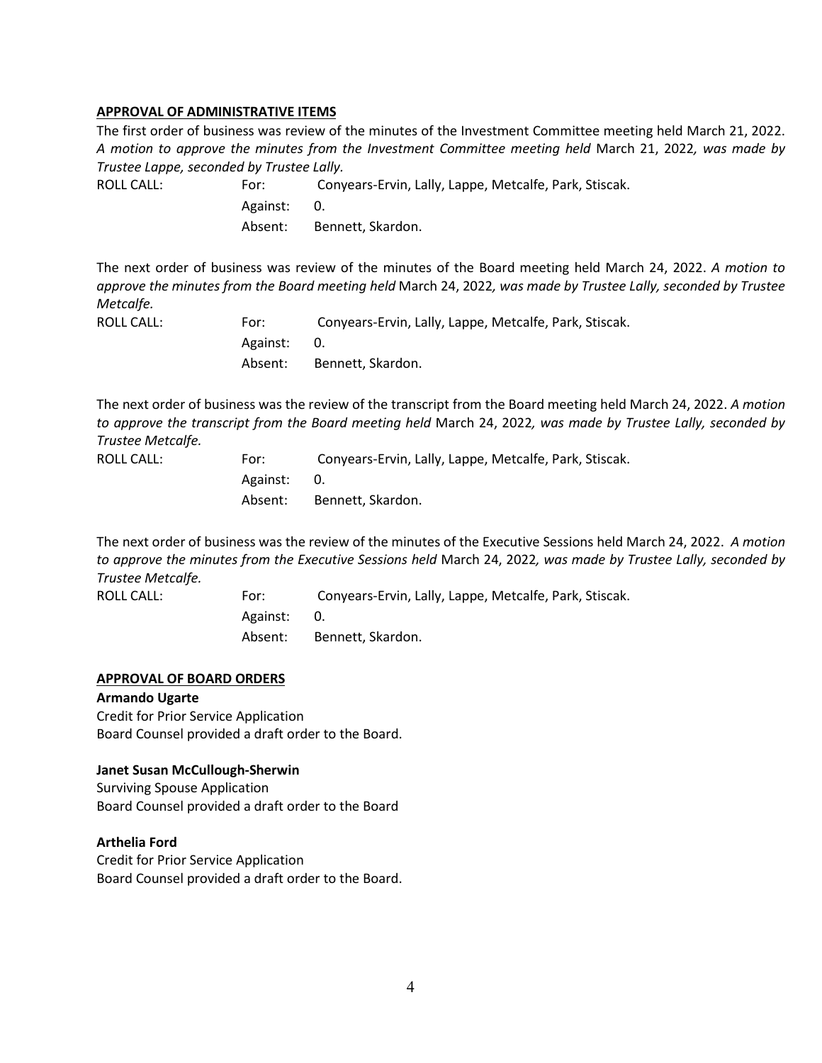**APPROVAL OF ADMINISTRATIVE ITEMS**

The first order of business was review of the minutes of the Investment Committee meeting held March 21, 2022. *A motion to approve the minutes from the Investment Committee meeting held* March 21, 2022*, was made by Trustee Lappe, seconded by Trustee Lally.*

ROLL CALL: For: Conyears-Ervin, Lally, Lappe, Metcalfe, Park, Stiscak.
Against: 0.
Absent: Bennett, Skardon.

The next order of business was review of the minutes of the Board meeting held March 24, 2022. *A motion to approve the minutes from the Board meeting held* March 24, 2022*, was made by Trustee Lally, seconded by Trustee Metcalfe.*

ROLL CALL: For: Conyears-Ervin, Lally, Lappe, Metcalfe, Park, Stiscak.
Against: 0.
Absent: Bennett, Skardon.

The next order of business was the review of the transcript from the Board meeting held March 24, 2022. *A motion to approve the transcript from the Board meeting held* March 24, 2022*, was made by Trustee Lally, seconded by Trustee Metcalfe.*

ROLL CALL: For: Conyears-Ervin, Lally, Lappe, Metcalfe, Park, Stiscak.
Against: 0.
Absent: Bennett, Skardon.

The next order of business was the review of the minutes of the Executive Sessions held March 24, 2022. *A motion to approve the minutes from the Executive Sessions held* March 24, 2022*, was made by Trustee Lally, seconded by Trustee Metcalfe.*

ROLL CALL: For: Conyears-Ervin, Lally, Lappe, Metcalfe, Park, Stiscak.
Against: 0.
Absent: Bennett, Skardon.

**APPROVAL OF BOARD ORDERS**

**Armando Ugarte**
Credit for Prior Service Application
Board Counsel provided a draft order to the Board.

**Janet Susan McCullough-Sherwin**
Surviving Spouse Application
Board Counsel provided a draft order to the Board

**Arthelia Ford**
Credit for Prior Service Application
Board Counsel provided a draft order to the Board.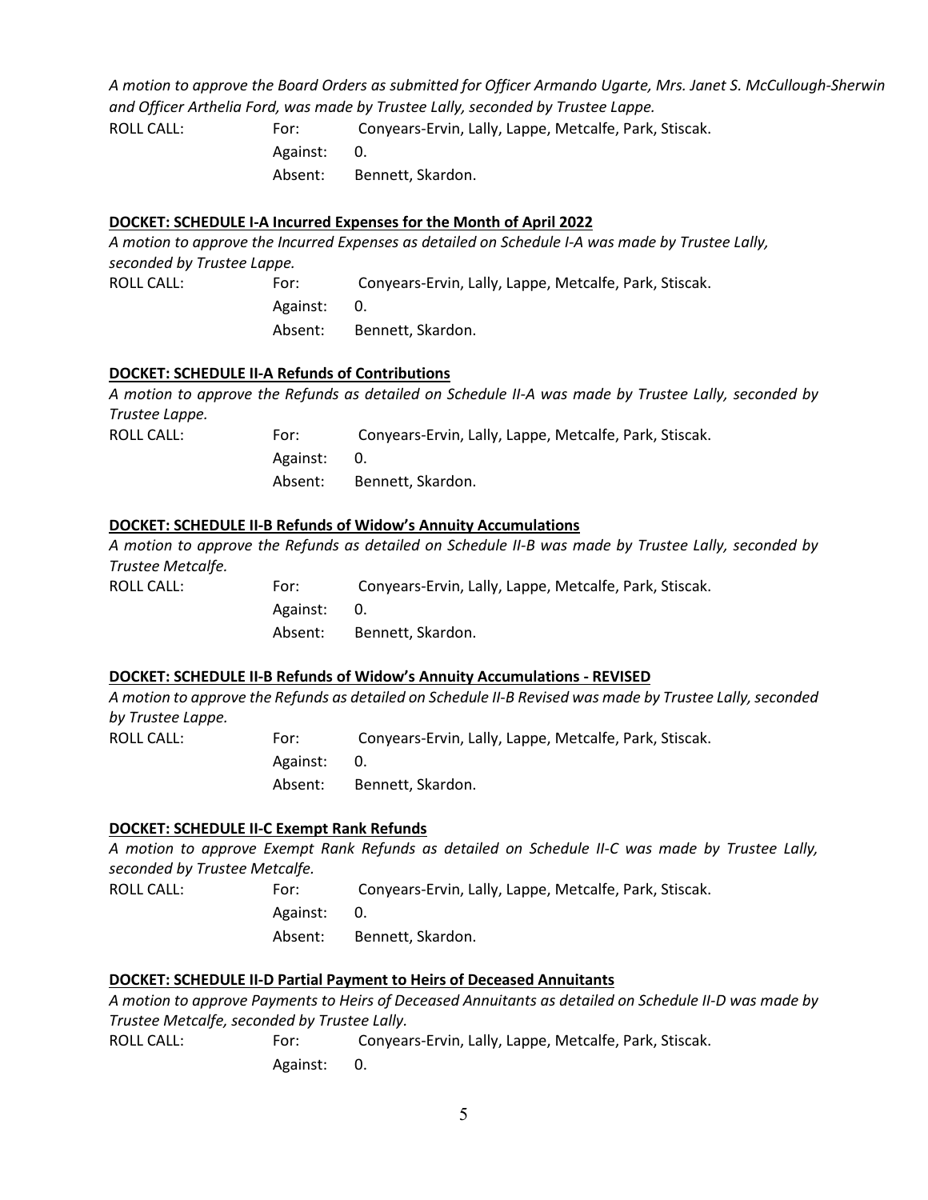*A motion to approve the Board Orders as submitted for Officer Armando Ugarte, Mrs. Janet S. McCullough-Sherwin and Officer Arthelia Ford, was made by Trustee Lally, seconded by Trustee Lappe.*

ROLL CALL: For: Conyears-Ervin, Lally, Lappe, Metcalfe, Park, Stiscak.
Against: 0.
Absent: Bennett, Skardon.

**<u>DOCKET: SCHEDULE I-A Incurred Expenses for the Month of April 2022</u>**

*A motion to approve the Incurred Expenses as detailed on Schedule I-A was made by Trustee Lally, seconded by Trustee Lappe.*

ROLL CALL: For: Conyears-Ervin, Lally, Lappe, Metcalfe, Park, Stiscak.
Against: 0.
Absent: Bennett, Skardon.

**<u>DOCKET: SCHEDULE II-A Refunds of Contributions</u>**

*A motion to approve the Refunds as detailed on Schedule II-A was made by Trustee Lally, seconded by Trustee Lappe.*

ROLL CALL: For: Conyears-Ervin, Lally, Lappe, Metcalfe, Park, Stiscak.
Against: 0.
Absent: Bennett, Skardon.

**<u>DOCKET: SCHEDULE II-B Refunds of Widow's Annuity Accumulations</u>**

*A motion to approve the Refunds as detailed on Schedule II-B was made by Trustee Lally, seconded by Trustee Metcalfe.*

ROLL CALL: For: Conyears-Ervin, Lally, Lappe, Metcalfe, Park, Stiscak.
Against: 0.
Absent: Bennett, Skardon.

**<u>DOCKET: SCHEDULE II-B Refunds of Widow's Annuity Accumulations - REVISED</u>**

*A motion to approve the Refunds as detailed on Schedule II-B Revised was made by Trustee Lally, seconded by Trustee Lappe.*

ROLL CALL: For: Conyears-Ervin, Lally, Lappe, Metcalfe, Park, Stiscak.
Against: 0.
Absent: Bennett, Skardon.

**<u>DOCKET: SCHEDULE II-C Exempt Rank Refunds</u>**

*A motion to approve Exempt Rank Refunds as detailed on Schedule II-C was made by Trustee Lally, seconded by Trustee Metcalfe.*

ROLL CALL: For: Conyears-Ervin, Lally, Lappe, Metcalfe, Park, Stiscak.
Against: 0.
Absent: Bennett, Skardon.

**<u>DOCKET: SCHEDULE II-D Partial Payment to Heirs of Deceased Annuitants</u>**

*A motion to approve Payments to Heirs of Deceased Annuitants as detailed on Schedule II-D was made by Trustee Metcalfe, seconded by Trustee Lally.*

ROLL CALL: For: Conyears-Ervin, Lally, Lappe, Metcalfe, Park, Stiscak.
Against: 0.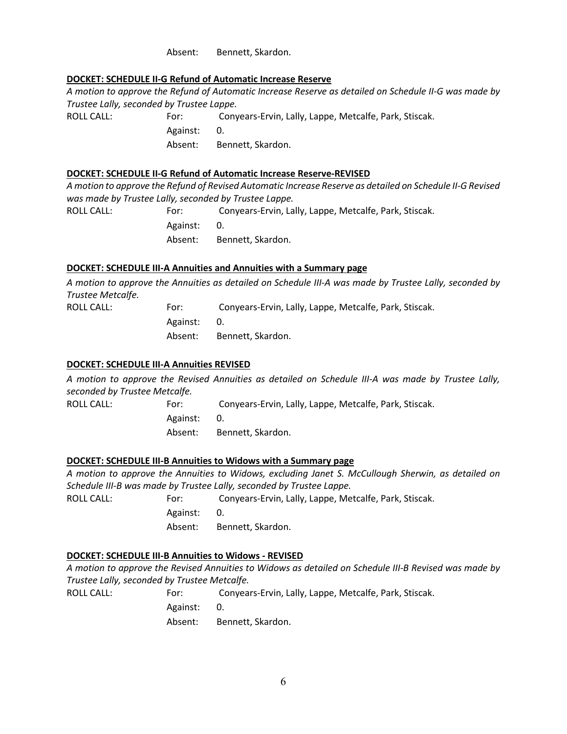Absent: Bennett, Skardon.

**DOCKET: SCHEDULE II-G Refund of Automatic Increase Reserve**

*A motion to approve the Refund of Automatic Increase Reserve as detailed on Schedule II-G was made by Trustee Lally, seconded by Trustee Lappe.*

ROLL CALL: For: Conyears-Ervin, Lally, Lappe, Metcalfe, Park, Stiscak.
Against: 0.
Absent: Bennett, Skardon.

**DOCKET: SCHEDULE II-G Refund of Automatic Increase Reserve-REVISED**

*A motion to approve the Refund of Revised Automatic Increase Reserve as detailed on Schedule II-G Revised was made by Trustee Lally, seconded by Trustee Lappe.*

ROLL CALL: For: Conyears-Ervin, Lally, Lappe, Metcalfe, Park, Stiscak.
Against: 0.
Absent: Bennett, Skardon.

**DOCKET: SCHEDULE III-A Annuities and Annuities with a Summary page**

*A motion to approve the Annuities as detailed on Schedule III-A was made by Trustee Lally, seconded by Trustee Metcalfe.*

ROLL CALL: For: Conyears-Ervin, Lally, Lappe, Metcalfe, Park, Stiscak.
Against: 0.
Absent: Bennett, Skardon.

**DOCKET: SCHEDULE III-A Annuities REVISED**

*A motion to approve the Revised Annuities as detailed on Schedule III-A was made by Trustee Lally, seconded by Trustee Metcalfe.*

ROLL CALL: For: Conyears-Ervin, Lally, Lappe, Metcalfe, Park, Stiscak.
Against: 0.
Absent: Bennett, Skardon.

**DOCKET: SCHEDULE III-B Annuities to Widows with a Summary page**

*A motion to approve the Annuities to Widows, excluding Janet S. McCullough Sherwin, as detailed on Schedule III-B was made by Trustee Lally, seconded by Trustee Lappe.*

ROLL CALL: For: Conyears-Ervin, Lally, Lappe, Metcalfe, Park, Stiscak.
Against: 0.
Absent: Bennett, Skardon.

**DOCKET: SCHEDULE III-B Annuities to Widows - REVISED**

*A motion to approve the Revised Annuities to Widows as detailed on Schedule III-B Revised was made by Trustee Lally, seconded by Trustee Metcalfe.*

ROLL CALL: For: Conyears-Ervin, Lally, Lappe, Metcalfe, Park, Stiscak.
Against: 0.
Absent: Bennett, Skardon.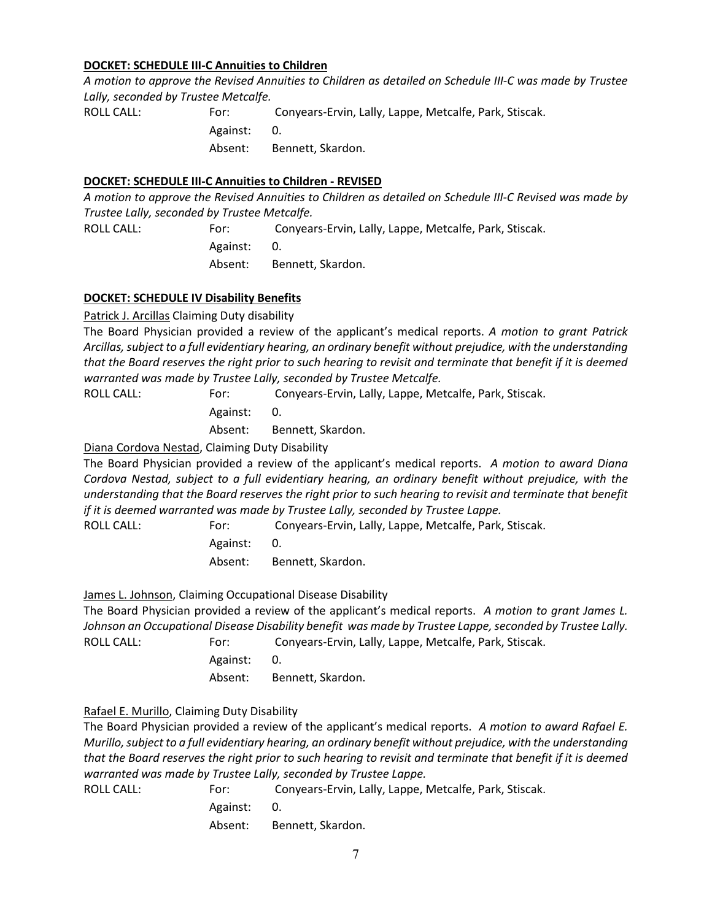**DOCKET: SCHEDULE III-C Annuities to Children**

*A motion to approve the Revised Annuities to Children as detailed on Schedule III-C was made by Trustee Lally, seconded by Trustee Metcalfe.*

ROLL CALL: For: Conyears-Ervin, Lally, Lappe, Metcalfe, Park, Stiscak.
Against: 0.
Absent: Bennett, Skardon.

**DOCKET: SCHEDULE III-C Annuities to Children - REVISED**

*A motion to approve the Revised Annuities to Children as detailed on Schedule III-C Revised was made by Trustee Lally, seconded by Trustee Metcalfe.*

ROLL CALL: For: Conyears-Ervin, Lally, Lappe, Metcalfe, Park, Stiscak.
Against: 0.
Absent: Bennett, Skardon.

**DOCKET: SCHEDULE IV Disability Benefits**

Patrick J. Arcillas Claiming Duty disability

The Board Physician provided a review of the applicant's medical reports. *A motion to grant Patrick Arcillas, subject to a full evidentiary hearing, an ordinary benefit without prejudice, with the understanding that the Board reserves the right prior to such hearing to revisit and terminate that benefit if it is deemed warranted was made by Trustee Lally, seconded by Trustee Metcalfe.*

ROLL CALL: For: Conyears-Ervin, Lally, Lappe, Metcalfe, Park, Stiscak.
Against: 0.
Absent: Bennett, Skardon.

Diana Cordova Nestad, Claiming Duty Disability

The Board Physician provided a review of the applicant's medical reports. *A motion to award Diana Cordova Nestad, subject to a full evidentiary hearing, an ordinary benefit without prejudice, with the understanding that the Board reserves the right prior to such hearing to revisit and terminate that benefit if it is deemed warranted was made by Trustee Lally, seconded by Trustee Lappe.*

ROLL CALL: For: Conyears-Ervin, Lally, Lappe, Metcalfe, Park, Stiscak.
Against: 0.
Absent: Bennett, Skardon.

James L. Johnson, Claiming Occupational Disease Disability

The Board Physician provided a review of the applicant's medical reports. *A motion to grant James L. Johnson an Occupational Disease Disability benefit was made by Trustee Lappe, seconded by Trustee Lally.*

ROLL CALL: For: Conyears-Ervin, Lally, Lappe, Metcalfe, Park, Stiscak.
Against: 0.
Absent: Bennett, Skardon.

Rafael E. Murillo, Claiming Duty Disability

The Board Physician provided a review of the applicant's medical reports. *A motion to award Rafael E. Murillo, subject to a full evidentiary hearing, an ordinary benefit without prejudice, with the understanding that the Board reserves the right prior to such hearing to revisit and terminate that benefit if it is deemed warranted was made by Trustee Lally, seconded by Trustee Lappe.*

ROLL CALL: For: Conyears-Ervin, Lally, Lappe, Metcalfe, Park, Stiscak.
Against: 0.
Absent: Bennett, Skardon.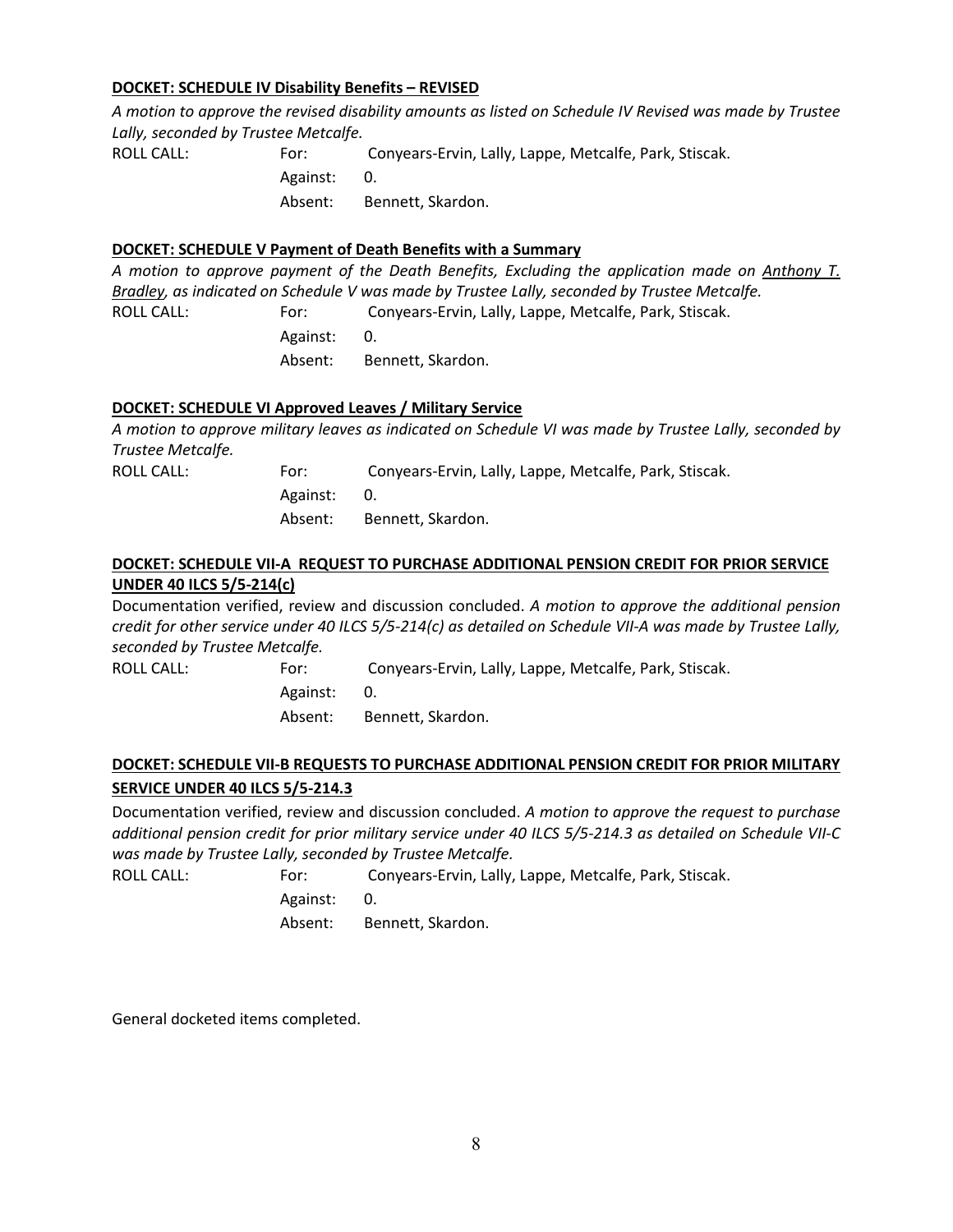**DOCKET: SCHEDULE IV Disability Benefits – REVISED**

*A motion to approve the revised disability amounts as listed on Schedule IV Revised was made by Trustee Lally, seconded by Trustee Metcalfe.*

ROLL CALL: For: Conyears-Ervin, Lally, Lappe, Metcalfe, Park, Stiscak.
Against: 0.
Absent: Bennett, Skardon.

**DOCKET: SCHEDULE V Payment of Death Benefits with a Summary**

*A motion to approve payment of the Death Benefits, Excluding the application made on Anthony T. Bradley, as indicated on Schedule V was made by Trustee Lally, seconded by Trustee Metcalfe.*

ROLL CALL: For: Conyears-Ervin, Lally, Lappe, Metcalfe, Park, Stiscak.
Against: 0.
Absent: Bennett, Skardon.

**DOCKET: SCHEDULE VI Approved Leaves / Military Service**

*A motion to approve military leaves as indicated on Schedule VI was made by Trustee Lally, seconded by Trustee Metcalfe.*

ROLL CALL: For: Conyears-Ervin, Lally, Lappe, Metcalfe, Park, Stiscak.
Against: 0.
Absent: Bennett, Skardon.

**DOCKET: SCHEDULE VII-A REQUEST TO PURCHASE ADDITIONAL PENSION CREDIT FOR PRIOR SERVICE UNDER 40 ILCS 5/5-214(c)**

Documentation verified, review and discussion concluded. *A motion to approve the additional pension credit for other service under 40 ILCS 5/5-214(c) as detailed on Schedule VII-A was made by Trustee Lally, seconded by Trustee Metcalfe.*

ROLL CALL: For: Conyears-Ervin, Lally, Lappe, Metcalfe, Park, Stiscak.
Against: 0.
Absent: Bennett, Skardon.

**DOCKET: SCHEDULE VII-B REQUESTS TO PURCHASE ADDITIONAL PENSION CREDIT FOR PRIOR MILITARY SERVICE UNDER 40 ILCS 5/5-214.3**

Documentation verified, review and discussion concluded. *A motion to approve the request to purchase additional pension credit for prior military service under 40 ILCS 5/5-214.3 as detailed on Schedule VII-C was made by Trustee Lally, seconded by Trustee Metcalfe.*

ROLL CALL: For: Conyears-Ervin, Lally, Lappe, Metcalfe, Park, Stiscak.
Against: 0.
Absent: Bennett, Skardon.

General docketed items completed.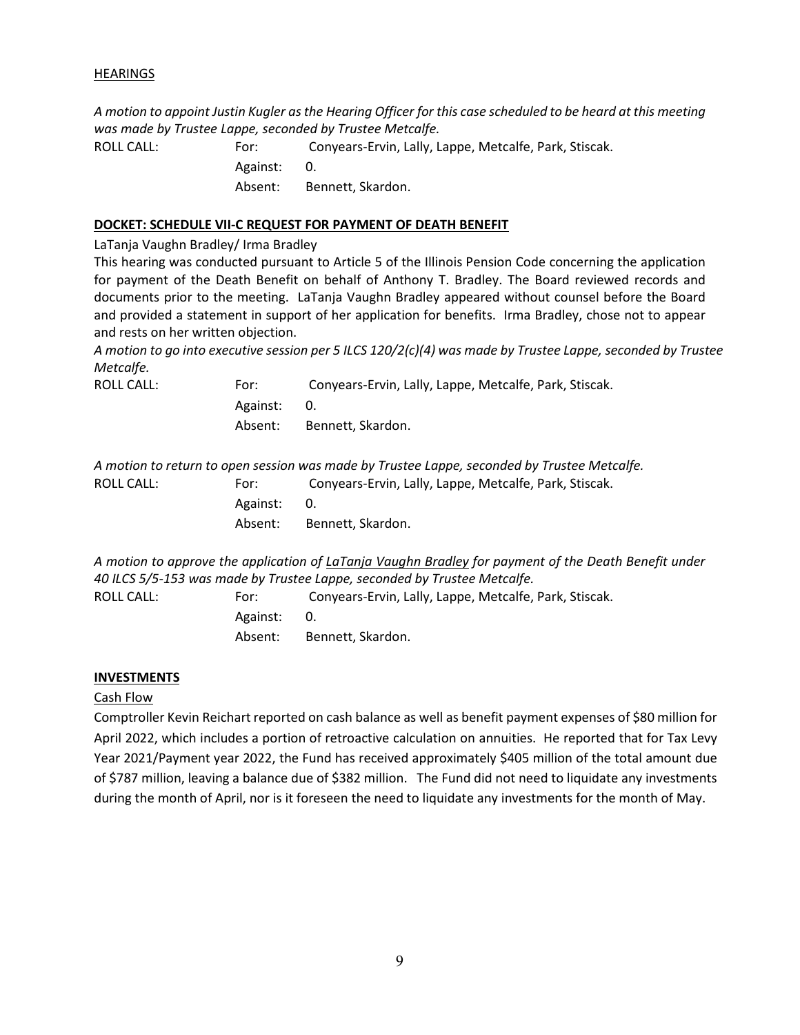HEARINGS

*A motion to appoint Justin Kugler as the Hearing Officer for this case scheduled to be heard at this meeting was made by Trustee Lappe, seconded by Trustee Metcalfe.*

ROLL CALL: For: Conyears-Ervin, Lally, Lappe, Metcalfe, Park, Stiscak.
Against: 0.
Absent: Bennett, Skardon.

**DOCKET: SCHEDULE VII-C REQUEST FOR PAYMENT OF DEATH BENEFIT**

LaTanja Vaughn Bradley/ Irma Bradley

This hearing was conducted pursuant to Article 5 of the Illinois Pension Code concerning the application for payment of the Death Benefit on behalf of Anthony T. Bradley. The Board reviewed records and documents prior to the meeting. LaTanja Vaughn Bradley appeared without counsel before the Board and provided a statement in support of her application for benefits. Irma Bradley, chose not to appear and rests on her written objection.

*A motion to go into executive session per 5 ILCS 120/2(c)(4) was made by Trustee Lappe, seconded by Trustee Metcalfe.*

ROLL CALL: For: Conyears-Ervin, Lally, Lappe, Metcalfe, Park, Stiscak.
Against: 0.
Absent: Bennett, Skardon.

*A motion to return to open session was made by Trustee Lappe, seconded by Trustee Metcalfe.*

ROLL CALL: For: Conyears-Ervin, Lally, Lappe, Metcalfe, Park, Stiscak.
Against: 0.
Absent: Bennett, Skardon.

*A motion to approve the application of LaTanja Vaughn Bradley for payment of the Death Benefit under 40 ILCS 5/5-153 was made by Trustee Lappe, seconded by Trustee Metcalfe.*

ROLL CALL: For: Conyears-Ervin, Lally, Lappe, Metcalfe, Park, Stiscak.
Against: 0.
Absent: Bennett, Skardon.

**INVESTMENTS**

Cash Flow

Comptroller Kevin Reichart reported on cash balance as well as benefit payment expenses of $80 million for April 2022, which includes a portion of retroactive calculation on annuities. He reported that for Tax Levy Year 2021/Payment year 2022, the Fund has received approximately $405 million of the total amount due of $787 million, leaving a balance due of $382 million. The Fund did not need to liquidate any investments during the month of April, nor is it foreseen the need to liquidate any investments for the month of May.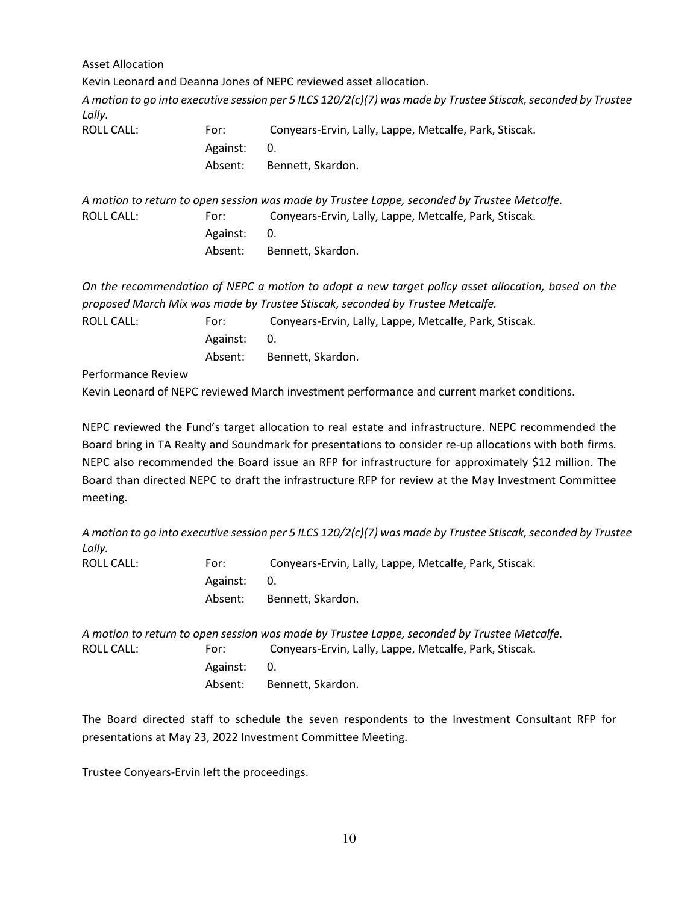<u>Asset Allocation</u>

Kevin Leonard and Deanna Jones of NEPC reviewed asset allocation.

*A motion to go into executive session per 5 ILCS 120/2(c)(7) was made by Trustee Stiscak, seconded by Trustee Lally.*

| ROLL CALL: | For: | Conyears-Ervin, Lally, Lappe, Metcalfe, Park, Stiscak. |
|---|---|---|
| | Against: | 0. |
| | Absent: | Bennett, Skardon. |

*A motion to return to open session was made by Trustee Lappe, seconded by Trustee Metcalfe.*

| ROLL CALL: | For: | Conyears-Ervin, Lally, Lappe, Metcalfe, Park, Stiscak. |
|---|---|---|
| | Against: | 0. |
| | Absent: | Bennett, Skardon. |

*On the recommendation of NEPC a motion to adopt a new target policy asset allocation, based on the proposed March Mix was made by Trustee Stiscak, seconded by Trustee Metcalfe.*

| ROLL CALL: | For: | Conyears-Ervin, Lally, Lappe, Metcalfe, Park, Stiscak. |
|---|---|---|
| | Against: | 0. |
| | Absent: | Bennett, Skardon. |

<u>Performance Review</u>

Kevin Leonard of NEPC reviewed March investment performance and current market conditions.

NEPC reviewed the Fund's target allocation to real estate and infrastructure. NEPC recommended the Board bring in TA Realty and Soundmark for presentations to consider re-up allocations with both firms. NEPC also recommended the Board issue an RFP for infrastructure for approximately $12 million. The Board than directed NEPC to draft the infrastructure RFP for review at the May Investment Committee meeting.

*A motion to go into executive session per 5 ILCS 120/2(c)(7) was made by Trustee Stiscak, seconded by Trustee Lally.*

| ROLL CALL: | For: | Conyears-Ervin, Lally, Lappe, Metcalfe, Park, Stiscak. |
|---|---|---|
| | Against: | 0. |
| | Absent: | Bennett, Skardon. |

*A motion to return to open session was made by Trustee Lappe, seconded by Trustee Metcalfe.*

| ROLL CALL: | For: | Conyears-Ervin, Lally, Lappe, Metcalfe, Park, Stiscak. |
|---|---|---|
| | Against: | 0. |
| | Absent: | Bennett, Skardon. |

The Board directed staff to schedule the seven respondents to the Investment Consultant RFP for presentations at May 23, 2022 Investment Committee Meeting.

Trustee Conyears-Ervin left the proceedings.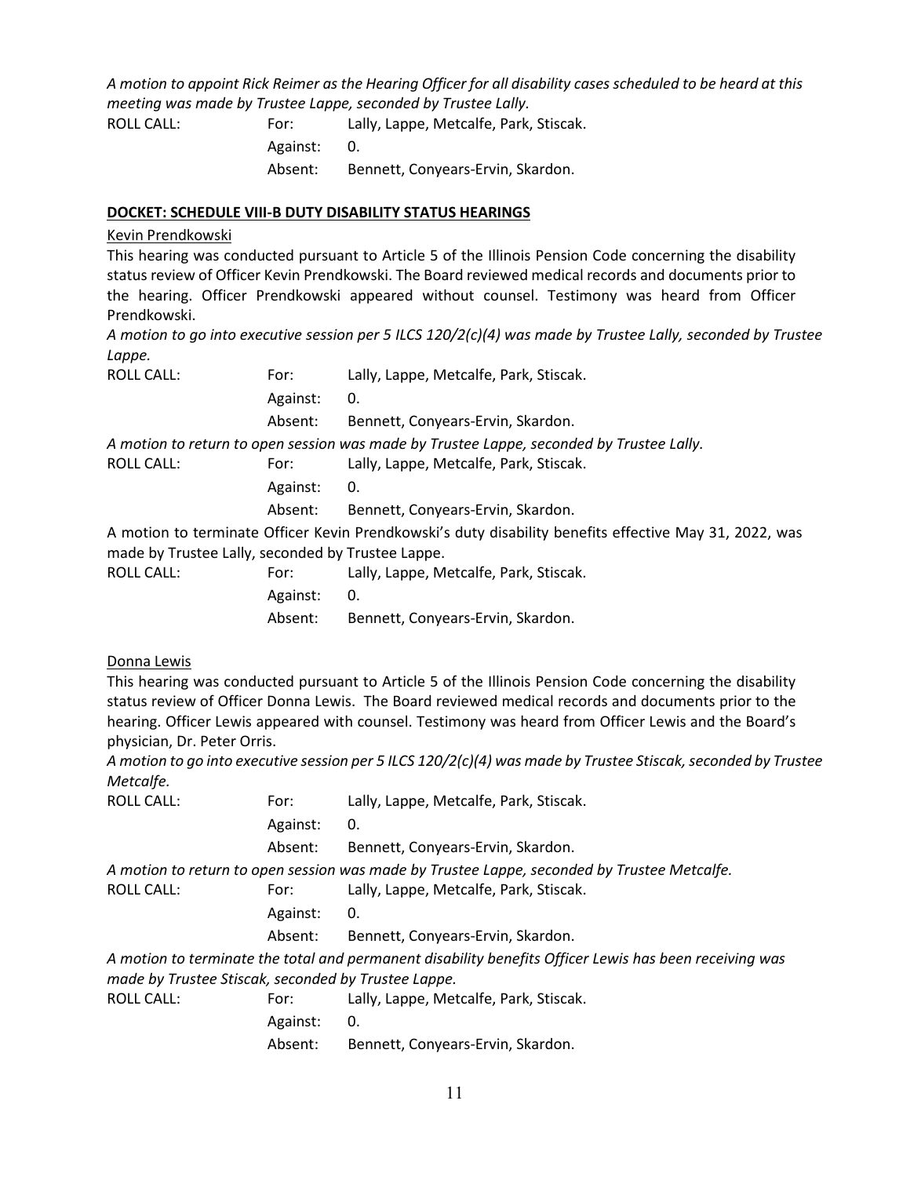*A motion to appoint Rick Reimer as the Hearing Officer for all disability cases scheduled to be heard at this meeting was made by Trustee Lappe, seconded by Trustee Lally.*

| ROLL CALL: | For: | Lally, Lappe, Metcalfe, Park, Stiscak. |
|---|---|---|
| | Against: | 0. |
| | Absent: | Bennett, Conyears-Ervin, Skardon. |

**DOCKET: SCHEDULE VIII-B DUTY DISABILITY STATUS HEARINGS**

Kevin Prendkowski

This hearing was conducted pursuant to Article 5 of the Illinois Pension Code concerning the disability status review of Officer Kevin Prendkowski. The Board reviewed medical records and documents prior to the hearing. Officer Prendkowski appeared without counsel. Testimony was heard from Officer Prendkowski.

*A motion to go into executive session per 5 ILCS 120/2(c)(4) was made by Trustee Lally, seconded by Trustee Lappe.*

| ROLL CALL: | For: | Lally, Lappe, Metcalfe, Park, Stiscak. |
|---|---|---|
| | Against: | 0. |
| | Absent: | Bennett, Conyears-Ervin, Skardon. |

*A motion to return to open session was made by Trustee Lappe, seconded by Trustee Lally.*

| ROLL CALL: | For: | Lally, Lappe, Metcalfe, Park, Stiscak. |
|---|---|---|
| | Against: | 0. |
| | Absent: | Bennett, Conyears-Ervin, Skardon. |

A motion to terminate Officer Kevin Prendkowski's duty disability benefits effective May 31, 2022, was made by Trustee Lally, seconded by Trustee Lappe.

| ROLL CALL: | For: | Lally, Lappe, Metcalfe, Park, Stiscak. |
|---|---|---|
| | Against: | 0. |
| | Absent: | Bennett, Conyears-Ervin, Skardon. |

Donna Lewis

This hearing was conducted pursuant to Article 5 of the Illinois Pension Code concerning the disability status review of Officer Donna Lewis. The Board reviewed medical records and documents prior to the hearing. Officer Lewis appeared with counsel. Testimony was heard from Officer Lewis and the Board's physician, Dr. Peter Orris.

*A motion to go into executive session per 5 ILCS 120/2(c)(4) was made by Trustee Stiscak, seconded by Trustee Metcalfe.*

| ROLL CALL: | For: | Lally, Lappe, Metcalfe, Park, Stiscak. |
|---|---|---|
| | Against: | 0. |
| | Absent: | Bennett, Conyears-Ervin, Skardon. |

*A motion to return to open session was made by Trustee Lappe, seconded by Trustee Metcalfe.*

| ROLL CALL: | For: | Lally, Lappe, Metcalfe, Park, Stiscak. |
|---|---|---|
| | Against: | 0. |
| | Absent: | Bennett, Conyears-Ervin, Skardon. |

*A motion to terminate the total and permanent disability benefits Officer Lewis has been receiving was made by Trustee Stiscak, seconded by Trustee Lappe.*

| ROLL CALL: | For: | Lally, Lappe, Metcalfe, Park, Stiscak. |
|---|---|---|
| | Against: | 0. |
| | Absent: | Bennett, Conyears-Ervin, Skardon. |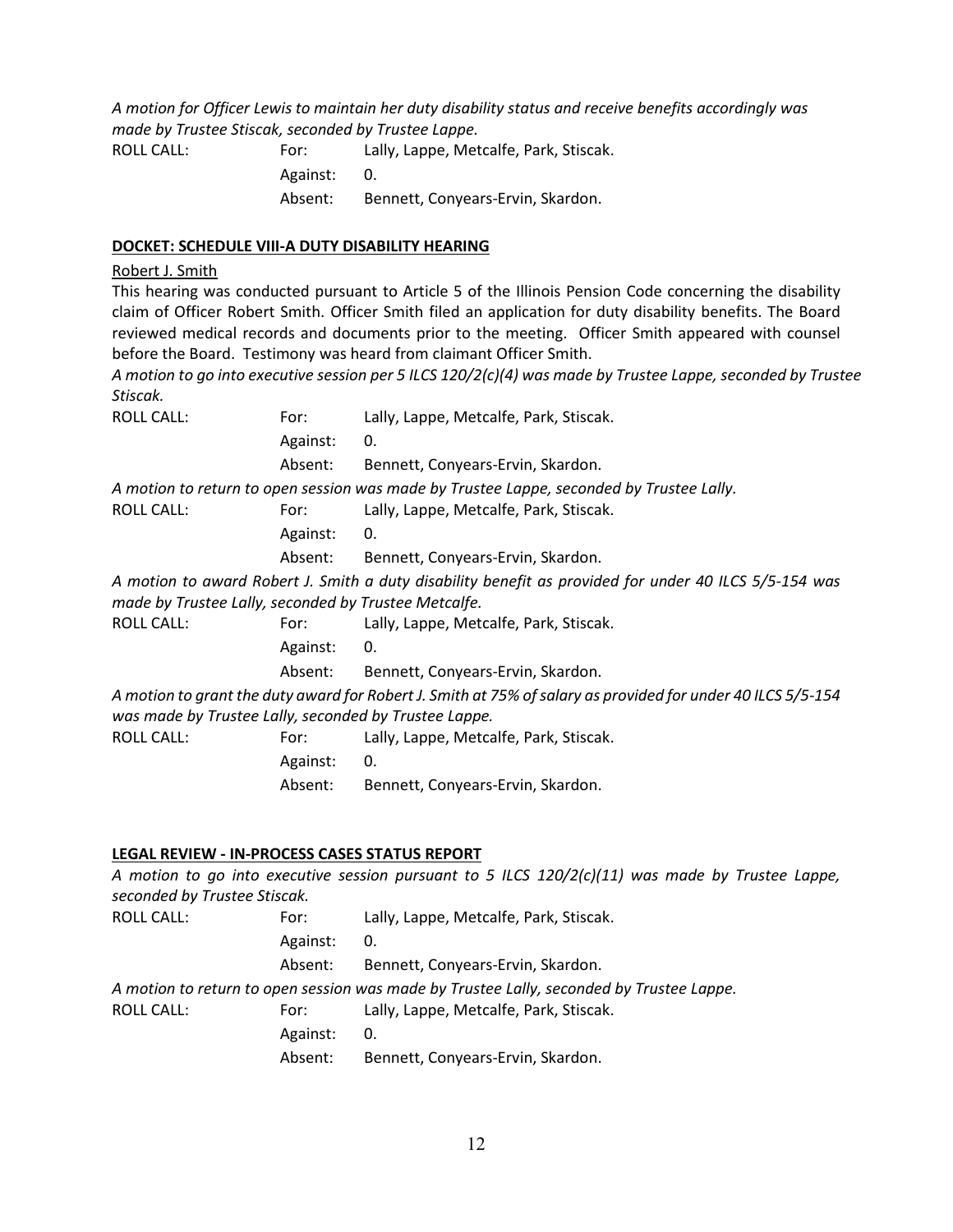*A motion for Officer Lewis to maintain her duty disability status and receive benefits accordingly was made by Trustee Stiscak, seconded by Trustee Lappe.*

ROLL CALL: For: Lally, Lappe, Metcalfe, Park, Stiscak.
Against: 0.
Absent: Bennett, Conyears-Ervin, Skardon.

**DOCKET: SCHEDULE VIII-A DUTY DISABILITY HEARING**

Robert J. Smith

This hearing was conducted pursuant to Article 5 of the Illinois Pension Code concerning the disability claim of Officer Robert Smith. Officer Smith filed an application for duty disability benefits. The Board reviewed medical records and documents prior to the meeting. Officer Smith appeared with counsel before the Board. Testimony was heard from claimant Officer Smith.

*A motion to go into executive session per 5 ILCS 120/2(c)(4) was made by Trustee Lappe, seconded by Trustee Stiscak.*

ROLL CALL: For: Lally, Lappe, Metcalfe, Park, Stiscak.
Against: 0.
Absent: Bennett, Conyears-Ervin, Skardon.

*A motion to return to open session was made by Trustee Lappe, seconded by Trustee Lally.*

ROLL CALL: For: Lally, Lappe, Metcalfe, Park, Stiscak.
Against: 0.
Absent: Bennett, Conyears-Ervin, Skardon.

*A motion to award Robert J. Smith a duty disability benefit as provided for under 40 ILCS 5/5-154 was made by Trustee Lally, seconded by Trustee Metcalfe.*

ROLL CALL: For: Lally, Lappe, Metcalfe, Park, Stiscak.
Against: 0.
Absent: Bennett, Conyears-Ervin, Skardon.

*A motion to grant the duty award for Robert J. Smith at 75% of salary as provided for under 40 ILCS 5/5-154 was made by Trustee Lally, seconded by Trustee Lappe.*

ROLL CALL: For: Lally, Lappe, Metcalfe, Park, Stiscak.
Against: 0.
Absent: Bennett, Conyears-Ervin, Skardon.

**LEGAL REVIEW - IN-PROCESS CASES STATUS REPORT**

*A motion to go into executive session pursuant to 5 ILCS 120/2(c)(11) was made by Trustee Lappe, seconded by Trustee Stiscak.*

ROLL CALL: For: Lally, Lappe, Metcalfe, Park, Stiscak.
Against: 0.
Absent: Bennett, Conyears-Ervin, Skardon.

*A motion to return to open session was made by Trustee Lally, seconded by Trustee Lappe.*

ROLL CALL: For: Lally, Lappe, Metcalfe, Park, Stiscak.
Against: 0.
Absent: Bennett, Conyears-Ervin, Skardon.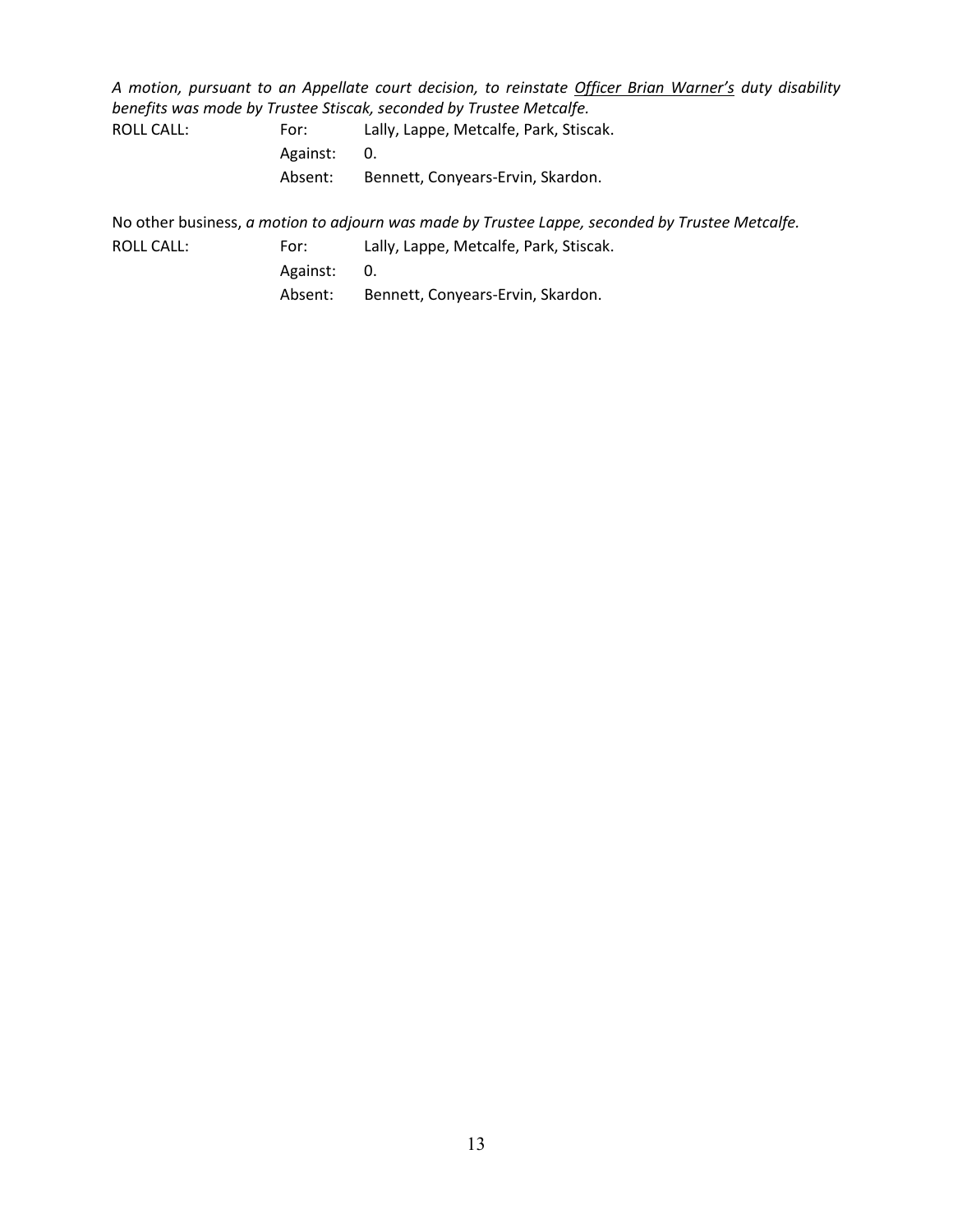*A motion, pursuant to an Appellate court decision, to reinstate Officer Brian Warner's duty disability benefits was mode by Trustee Stiscak, seconded by Trustee Metcalfe.*

| | | |
|---|---|---|
| ROLL CALL: | For: | Lally, Lappe, Metcalfe, Park, Stiscak. |
| | Against: | 0. |
| | Absent: | Bennett, Conyears-Ervin, Skardon. |

No other business, *a motion to adjourn was made by Trustee Lappe, seconded by Trustee Metcalfe.*

| | | |
|---|---|---|
| ROLL CALL: | For: | Lally, Lappe, Metcalfe, Park, Stiscak. |
| | Against: | 0. |
| | Absent: | Bennett, Conyears-Ervin, Skardon. |